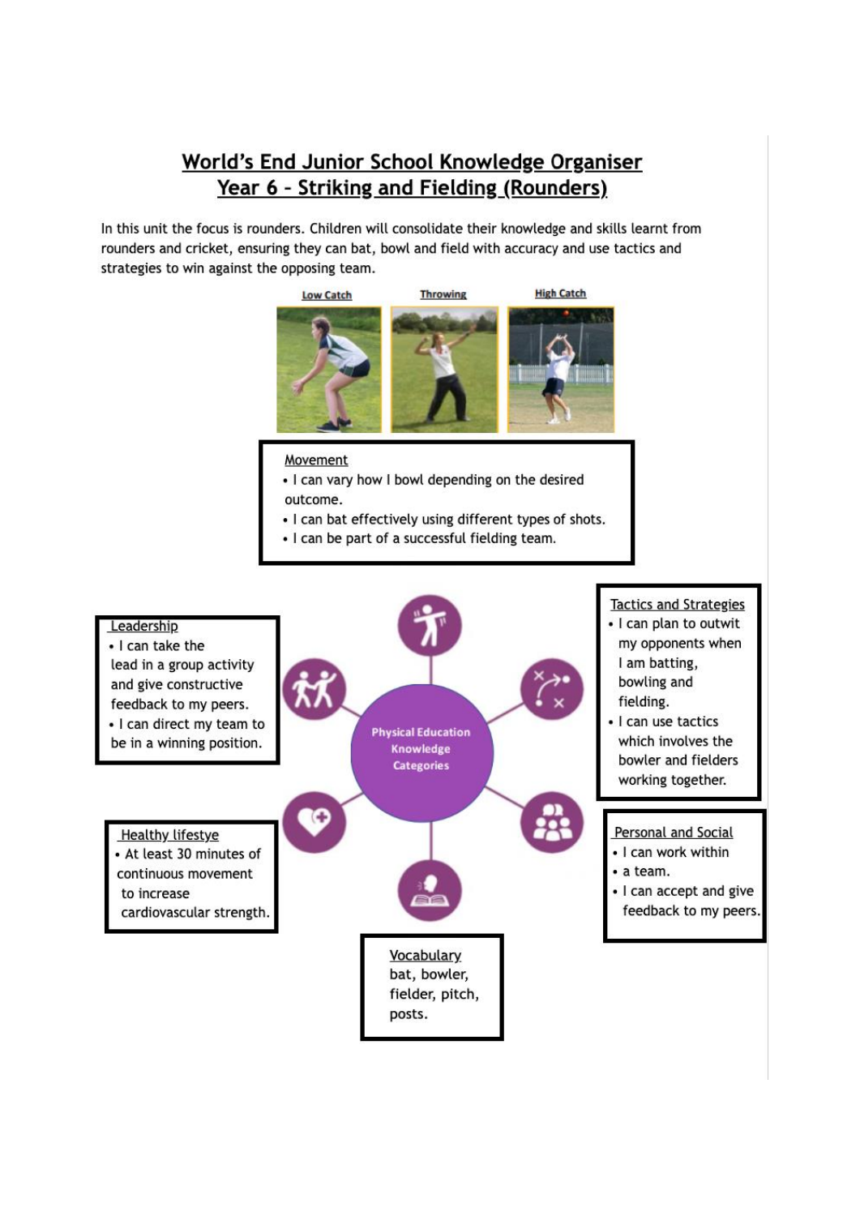# World's End Junior School Knowledge Organiser
# Year 6 – Striking and Fielding (Rounders)

In this unit the focus is rounders. Children will consolidate their knowledge and skills learnt from rounders and cricket, ensuring they can bat, bowl and field with accuracy and use tactics and strategies to win against the opposing team.

Low Catch

Throwing

High Catch

### Movement

- I can vary how I bowl depending on the desired outcome.
- I can bat effectively using different types of shots.
- I can be part of a successful fielding team.

Physical Education Knowledge Categories

### Leadership

- I can take the lead in a group activity and give constructive feedback to my peers.
- I can direct my team to be in a winning position.

### Tactics and Strategies

- I can plan to outwit my opponents when I am batting, bowling and fielding.
- I can use tactics which involves the bowler and fielders working together.

### Healthy lifestye

- At least 30 minutes of continuous movement to increase cardiovascular strength.

### Personal and Social

- I can work within
- a team.
- I can accept and give feedback to my peers.

### Vocabulary

bat, bowler, fielder, pitch, posts.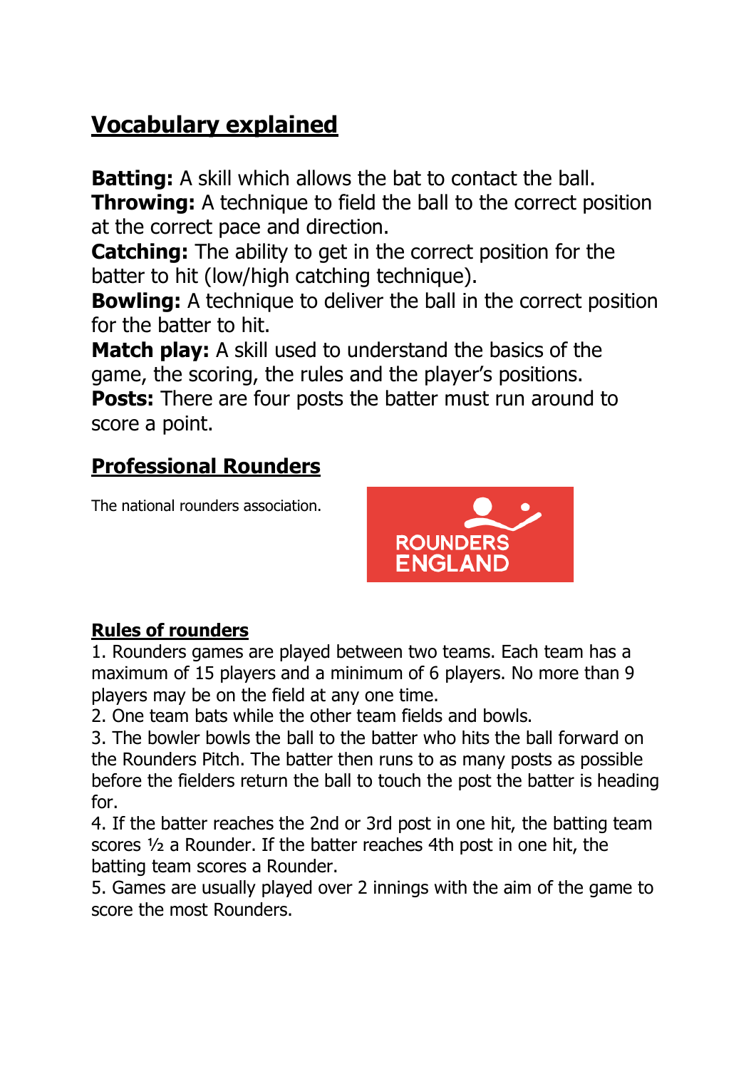## Vocabulary explained

**Batting:** A skill which allows the bat to contact the ball.
**Throwing:** A technique to field the ball to the correct position at the correct pace and direction.
**Catching:** The ability to get in the correct position for the batter to hit (low/high catching technique).
**Bowling:** A technique to deliver the ball in the correct position for the batter to hit.
**Match play:** A skill used to understand the basics of the game, the scoring, the rules and the player's positions.
**Posts:** There are four posts the batter must run around to score a point.

## Professional Rounders

The national rounders association.

ROUNDERS ENGLAND

### Rules of rounders

1. Rounders games are played between two teams. Each team has a maximum of 15 players and a minimum of 6 players. No more than 9 players may be on the field at any one time.
2. One team bats while the other team fields and bowls.
3. The bowler bowls the ball to the batter who hits the ball forward on the Rounders Pitch. The batter then runs to as many posts as possible before the fielders return the ball to touch the post the batter is heading for.
4. If the batter reaches the 2nd or 3rd post in one hit, the batting team scores ½ a Rounder. If the batter reaches 4th post in one hit, the batting team scores a Rounder.
5. Games are usually played over 2 innings with the aim of the game to score the most Rounders.